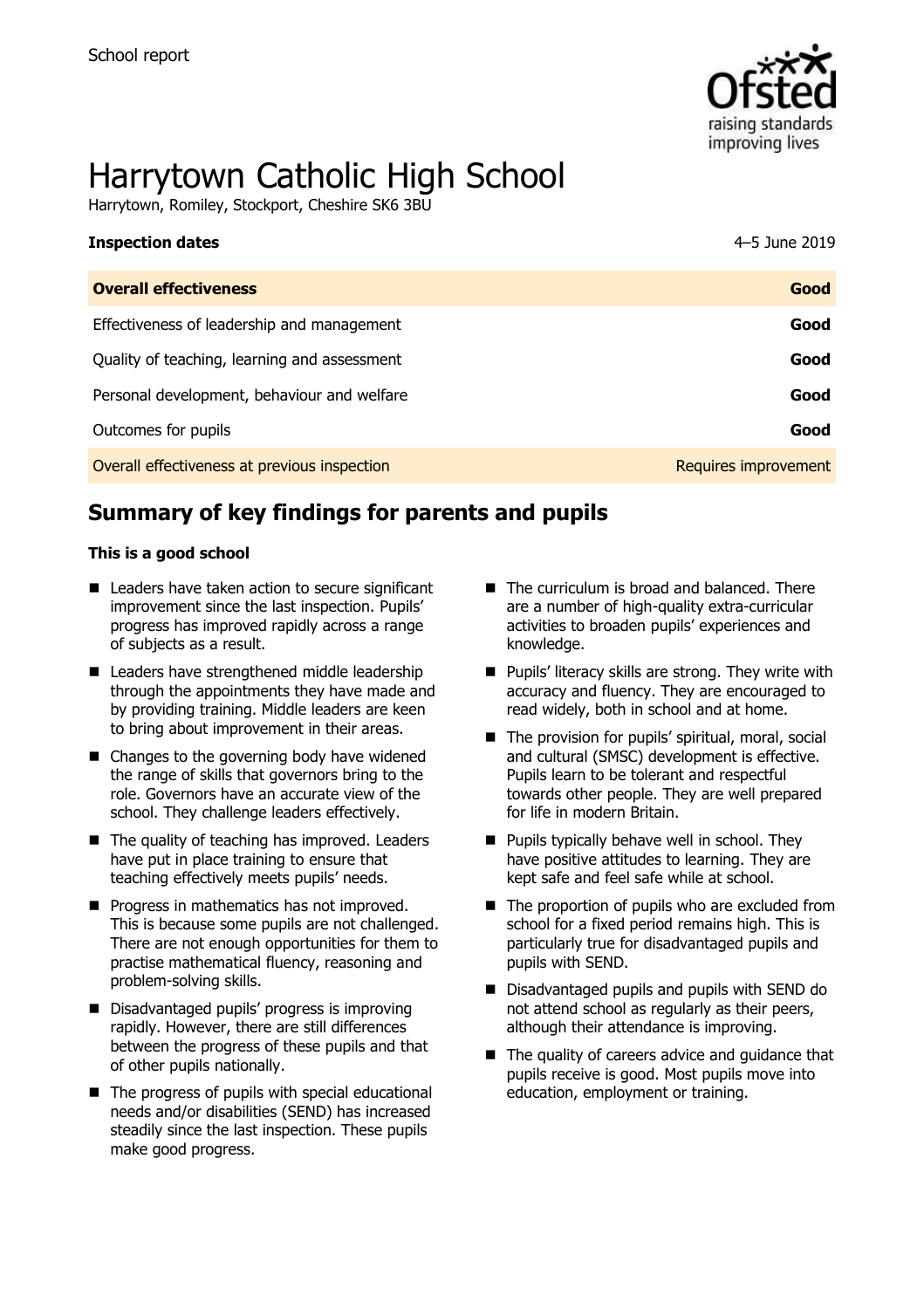School report

# Harrytown Catholic High School

Harrytown, Romiley, Stockport, Cheshire SK6 3BU

| **Inspection dates** | 4–5 June 2019 |
| --- | --- |
| **Overall effectiveness** | **Good** |
| Effectiveness of leadership and management | **Good** |
| Quality of teaching, learning and assessment | **Good** |
| Personal development, behaviour and welfare | **Good** |
| Outcomes for pupils | **Good** |
| Overall effectiveness at previous inspection | Requires improvement |

## Summary of key findings for parents and pupils

**This is a good school**

- Leaders have taken action to secure significant improvement since the last inspection. Pupils' progress has improved rapidly across a range of subjects as a result.
- Leaders have strengthened middle leadership through the appointments they have made and by providing training. Middle leaders are keen to bring about improvement in their areas.
- Changes to the governing body have widened the range of skills that governors bring to the role. Governors have an accurate view of the school. They challenge leaders effectively.
- The quality of teaching has improved. Leaders have put in place training to ensure that teaching effectively meets pupils' needs.
- Progress in mathematics has not improved. This is because some pupils are not challenged. There are not enough opportunities for them to practise mathematical fluency, reasoning and problem-solving skills.
- Disadvantaged pupils' progress is improving rapidly. However, there are still differences between the progress of these pupils and that of other pupils nationally.
- The progress of pupils with special educational needs and/or disabilities (SEND) has increased steadily since the last inspection. These pupils make good progress.
- The curriculum is broad and balanced. There are a number of high-quality extra-curricular activities to broaden pupils' experiences and knowledge.
- Pupils' literacy skills are strong. They write with accuracy and fluency. They are encouraged to read widely, both in school and at home.
- The provision for pupils' spiritual, moral, social and cultural (SMSC) development is effective. Pupils learn to be tolerant and respectful towards other people. They are well prepared for life in modern Britain.
- Pupils typically behave well in school. They have positive attitudes to learning. They are kept safe and feel safe while at school.
- The proportion of pupils who are excluded from school for a fixed period remains high. This is particularly true for disadvantaged pupils and pupils with SEND.
- Disadvantaged pupils and pupils with SEND do not attend school as regularly as their peers, although their attendance is improving.
- The quality of careers advice and guidance that pupils receive is good. Most pupils move into education, employment or training.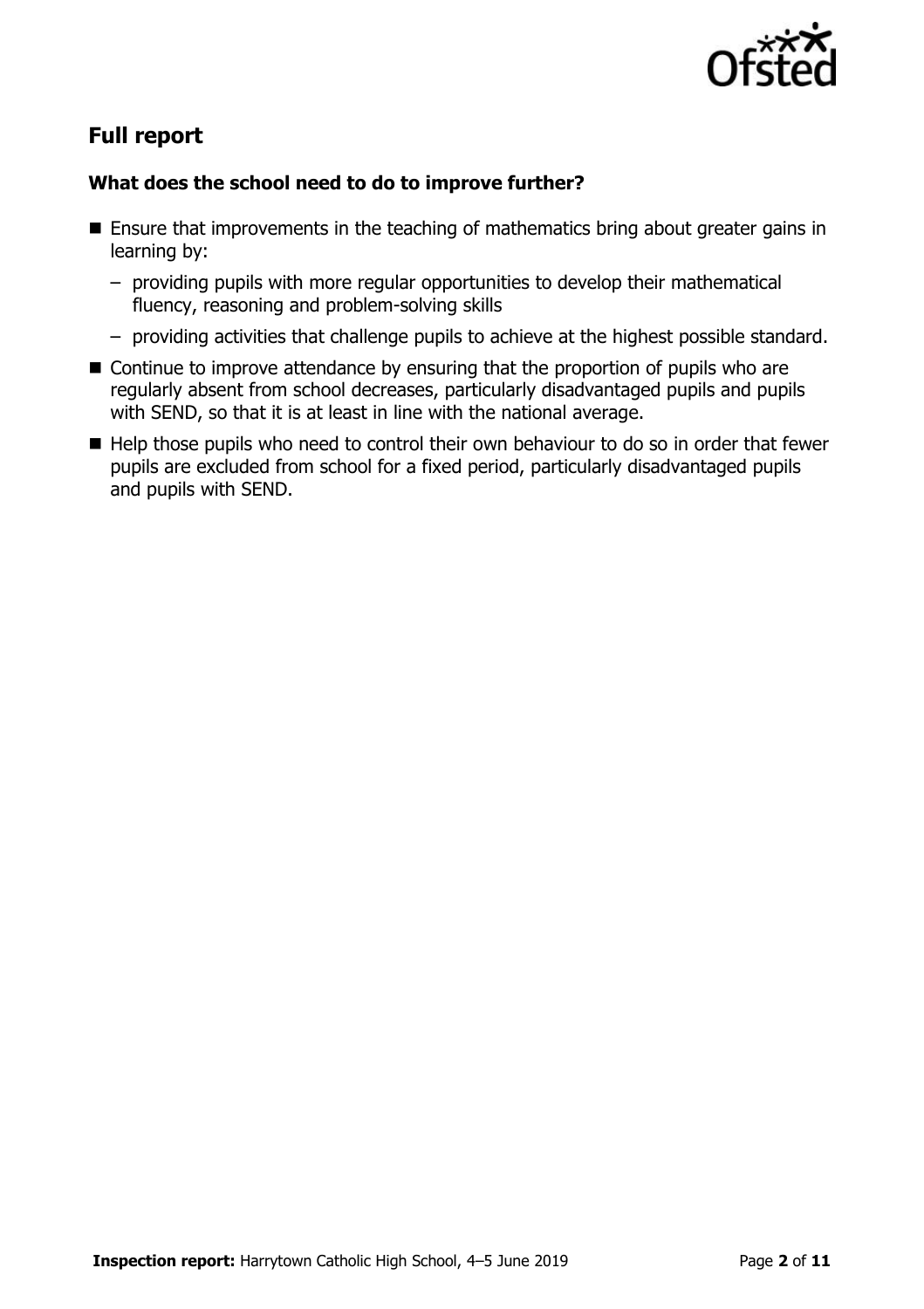## Full report

### What does the school need to do to improve further?

- Ensure that improvements in the teaching of mathematics bring about greater gains in learning by:
  - providing pupils with more regular opportunities to develop their mathematical fluency, reasoning and problem-solving skills
  - providing activities that challenge pupils to achieve at the highest possible standard.
- Continue to improve attendance by ensuring that the proportion of pupils who are regularly absent from school decreases, particularly disadvantaged pupils and pupils with SEND, so that it is at least in line with the national average.
- Help those pupils who need to control their own behaviour to do so in order that fewer pupils are excluded from school for a fixed period, particularly disadvantaged pupils and pupils with SEND.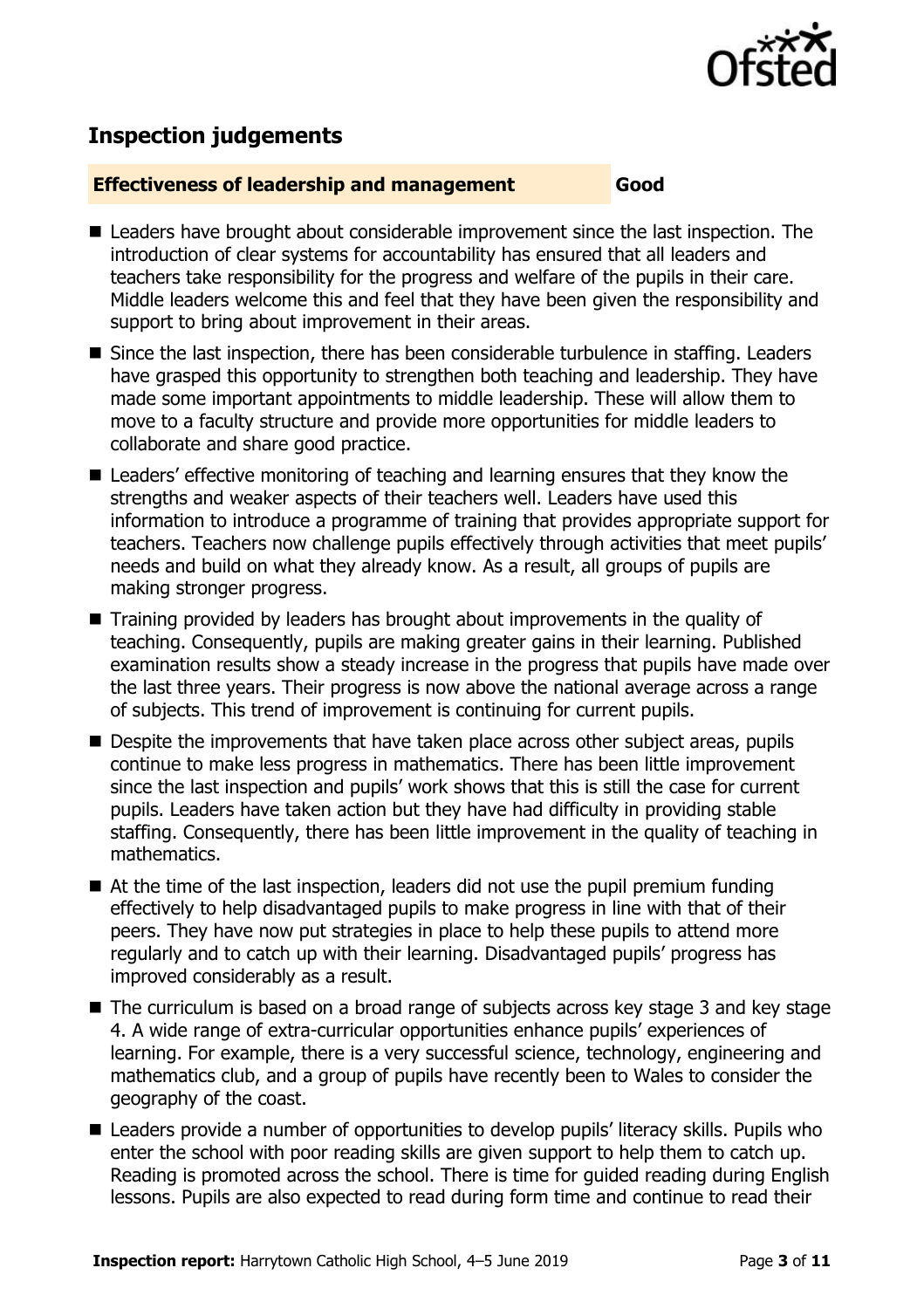## Inspection judgements

| Effectiveness of leadership and management | Good |
| --- | --- |

- Leaders have brought about considerable improvement since the last inspection. The introduction of clear systems for accountability has ensured that all leaders and teachers take responsibility for the progress and welfare of the pupils in their care. Middle leaders welcome this and feel that they have been given the responsibility and support to bring about improvement in their areas.
- Since the last inspection, there has been considerable turbulence in staffing. Leaders have grasped this opportunity to strengthen both teaching and leadership. They have made some important appointments to middle leadership. These will allow them to move to a faculty structure and provide more opportunities for middle leaders to collaborate and share good practice.
- Leaders' effective monitoring of teaching and learning ensures that they know the strengths and weaker aspects of their teachers well. Leaders have used this information to introduce a programme of training that provides appropriate support for teachers. Teachers now challenge pupils effectively through activities that meet pupils' needs and build on what they already know. As a result, all groups of pupils are making stronger progress.
- Training provided by leaders has brought about improvements in the quality of teaching. Consequently, pupils are making greater gains in their learning. Published examination results show a steady increase in the progress that pupils have made over the last three years. Their progress is now above the national average across a range of subjects. This trend of improvement is continuing for current pupils.
- Despite the improvements that have taken place across other subject areas, pupils continue to make less progress in mathematics. There has been little improvement since the last inspection and pupils' work shows that this is still the case for current pupils. Leaders have taken action but they have had difficulty in providing stable staffing. Consequently, there has been little improvement in the quality of teaching in mathematics.
- At the time of the last inspection, leaders did not use the pupil premium funding effectively to help disadvantaged pupils to make progress in line with that of their peers. They have now put strategies in place to help these pupils to attend more regularly and to catch up with their learning. Disadvantaged pupils' progress has improved considerably as a result.
- The curriculum is based on a broad range of subjects across key stage 3 and key stage 4. A wide range of extra-curricular opportunities enhance pupils' experiences of learning. For example, there is a very successful science, technology, engineering and mathematics club, and a group of pupils have recently been to Wales to consider the geography of the coast.
- Leaders provide a number of opportunities to develop pupils' literacy skills. Pupils who enter the school with poor reading skills are given support to help them to catch up. Reading is promoted across the school. There is time for guided reading during English lessons. Pupils are also expected to read during form time and continue to read their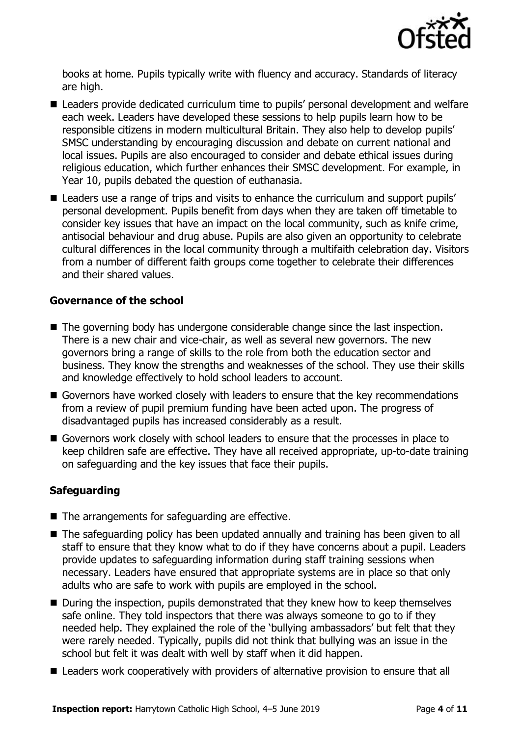books at home. Pupils typically write with fluency and accuracy. Standards of literacy are high.

- Leaders provide dedicated curriculum time to pupils' personal development and welfare each week. Leaders have developed these sessions to help pupils learn how to be responsible citizens in modern multicultural Britain. They also help to develop pupils' SMSC understanding by encouraging discussion and debate on current national and local issues. Pupils are also encouraged to consider and debate ethical issues during religious education, which further enhances their SMSC development. For example, in Year 10, pupils debated the question of euthanasia.
- Leaders use a range of trips and visits to enhance the curriculum and support pupils' personal development. Pupils benefit from days when they are taken off timetable to consider key issues that have an impact on the local community, such as knife crime, antisocial behaviour and drug abuse. Pupils are also given an opportunity to celebrate cultural differences in the local community through a multifaith celebration day. Visitors from a number of different faith groups come together to celebrate their differences and their shared values.

### Governance of the school

- The governing body has undergone considerable change since the last inspection. There is a new chair and vice-chair, as well as several new governors. The new governors bring a range of skills to the role from both the education sector and business. They know the strengths and weaknesses of the school. They use their skills and knowledge effectively to hold school leaders to account.
- Governors have worked closely with leaders to ensure that the key recommendations from a review of pupil premium funding have been acted upon. The progress of disadvantaged pupils has increased considerably as a result.
- Governors work closely with school leaders to ensure that the processes in place to keep children safe are effective. They have all received appropriate, up-to-date training on safeguarding and the key issues that face their pupils.

### Safeguarding

- The arrangements for safeguarding are effective.
- The safeguarding policy has been updated annually and training has been given to all staff to ensure that they know what to do if they have concerns about a pupil. Leaders provide updates to safeguarding information during staff training sessions when necessary. Leaders have ensured that appropriate systems are in place so that only adults who are safe to work with pupils are employed in the school.
- During the inspection, pupils demonstrated that they knew how to keep themselves safe online. They told inspectors that there was always someone to go to if they needed help. They explained the role of the 'bullying ambassadors' but felt that they were rarely needed. Typically, pupils did not think that bullying was an issue in the school but felt it was dealt with well by staff when it did happen.
- Leaders work cooperatively with providers of alternative provision to ensure that all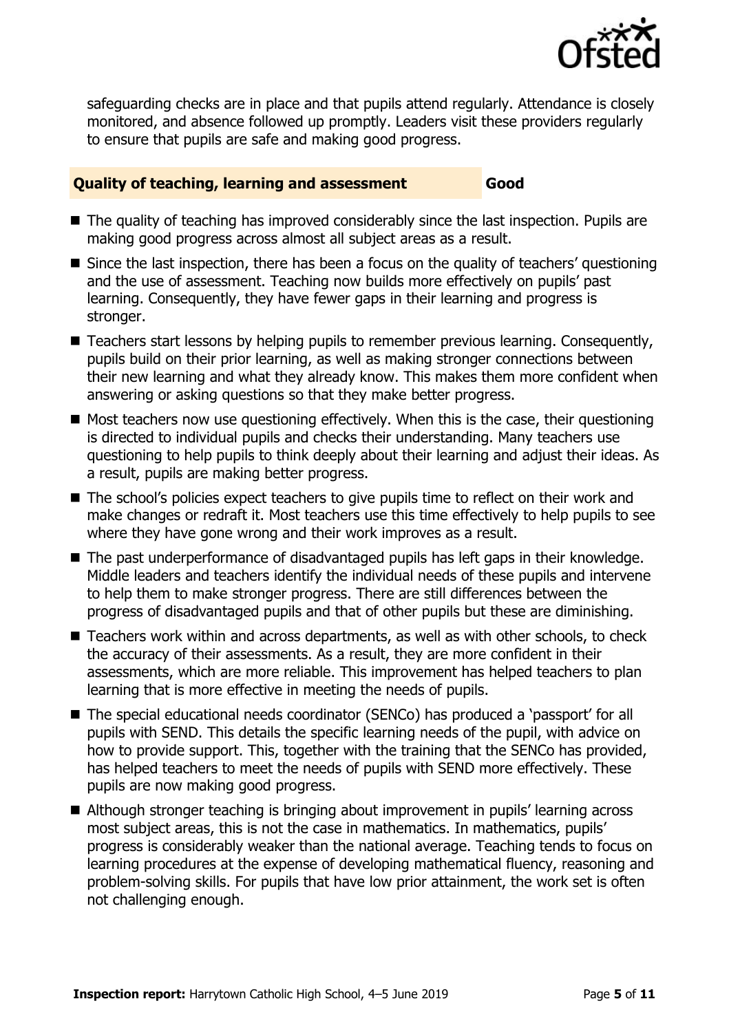safeguarding checks are in place and that pupils attend regularly. Attendance is closely monitored, and absence followed up promptly. Leaders visit these providers regularly to ensure that pupils are safe and making good progress.

## Quality of teaching, learning and assessment — Good

- The quality of teaching has improved considerably since the last inspection. Pupils are making good progress across almost all subject areas as a result.
- Since the last inspection, there has been a focus on the quality of teachers' questioning and the use of assessment. Teaching now builds more effectively on pupils' past learning. Consequently, they have fewer gaps in their learning and progress is stronger.
- Teachers start lessons by helping pupils to remember previous learning. Consequently, pupils build on their prior learning, as well as making stronger connections between their new learning and what they already know. This makes them more confident when answering or asking questions so that they make better progress.
- Most teachers now use questioning effectively. When this is the case, their questioning is directed to individual pupils and checks their understanding. Many teachers use questioning to help pupils to think deeply about their learning and adjust their ideas. As a result, pupils are making better progress.
- The school's policies expect teachers to give pupils time to reflect on their work and make changes or redraft it. Most teachers use this time effectively to help pupils to see where they have gone wrong and their work improves as a result.
- The past underperformance of disadvantaged pupils has left gaps in their knowledge. Middle leaders and teachers identify the individual needs of these pupils and intervene to help them to make stronger progress. There are still differences between the progress of disadvantaged pupils and that of other pupils but these are diminishing.
- Teachers work within and across departments, as well as with other schools, to check the accuracy of their assessments. As a result, they are more confident in their assessments, which are more reliable. This improvement has helped teachers to plan learning that is more effective in meeting the needs of pupils.
- The special educational needs coordinator (SENCo) has produced a 'passport' for all pupils with SEND. This details the specific learning needs of the pupil, with advice on how to provide support. This, together with the training that the SENCo has provided, has helped teachers to meet the needs of pupils with SEND more effectively. These pupils are now making good progress.
- Although stronger teaching is bringing about improvement in pupils' learning across most subject areas, this is not the case in mathematics. In mathematics, pupils' progress is considerably weaker than the national average. Teaching tends to focus on learning procedures at the expense of developing mathematical fluency, reasoning and problem-solving skills. For pupils that have low prior attainment, the work set is often not challenging enough.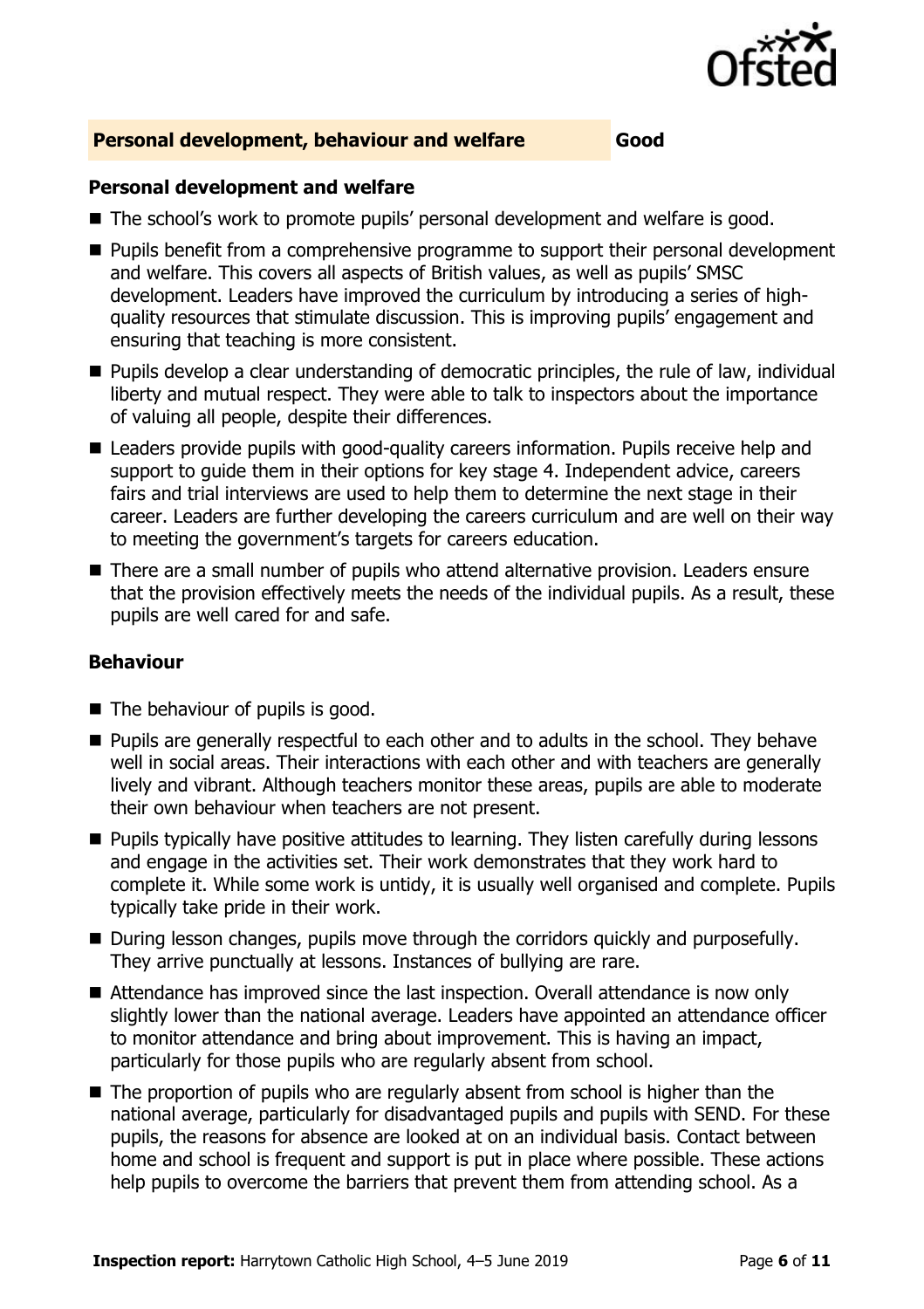## Personal development, behaviour and welfare — Good

### Personal development and welfare

- The school's work to promote pupils' personal development and welfare is good.
- Pupils benefit from a comprehensive programme to support their personal development and welfare. This covers all aspects of British values, as well as pupils' SMSC development. Leaders have improved the curriculum by introducing a series of high-quality resources that stimulate discussion. This is improving pupils' engagement and ensuring that teaching is more consistent.
- Pupils develop a clear understanding of democratic principles, the rule of law, individual liberty and mutual respect. They were able to talk to inspectors about the importance of valuing all people, despite their differences.
- Leaders provide pupils with good-quality careers information. Pupils receive help and support to guide them in their options for key stage 4. Independent advice, careers fairs and trial interviews are used to help them to determine the next stage in their career. Leaders are further developing the careers curriculum and are well on their way to meeting the government's targets for careers education.
- There are a small number of pupils who attend alternative provision. Leaders ensure that the provision effectively meets the needs of the individual pupils. As a result, these pupils are well cared for and safe.

### Behaviour

- The behaviour of pupils is good.
- Pupils are generally respectful to each other and to adults in the school. They behave well in social areas. Their interactions with each other and with teachers are generally lively and vibrant. Although teachers monitor these areas, pupils are able to moderate their own behaviour when teachers are not present.
- Pupils typically have positive attitudes to learning. They listen carefully during lessons and engage in the activities set. Their work demonstrates that they work hard to complete it. While some work is untidy, it is usually well organised and complete. Pupils typically take pride in their work.
- During lesson changes, pupils move through the corridors quickly and purposefully. They arrive punctually at lessons. Instances of bullying are rare.
- Attendance has improved since the last inspection. Overall attendance is now only slightly lower than the national average. Leaders have appointed an attendance officer to monitor attendance and bring about improvement. This is having an impact, particularly for those pupils who are regularly absent from school.
- The proportion of pupils who are regularly absent from school is higher than the national average, particularly for disadvantaged pupils and pupils with SEND. For these pupils, the reasons for absence are looked at on an individual basis. Contact between home and school is frequent and support is put in place where possible. These actions help pupils to overcome the barriers that prevent them from attending school. As a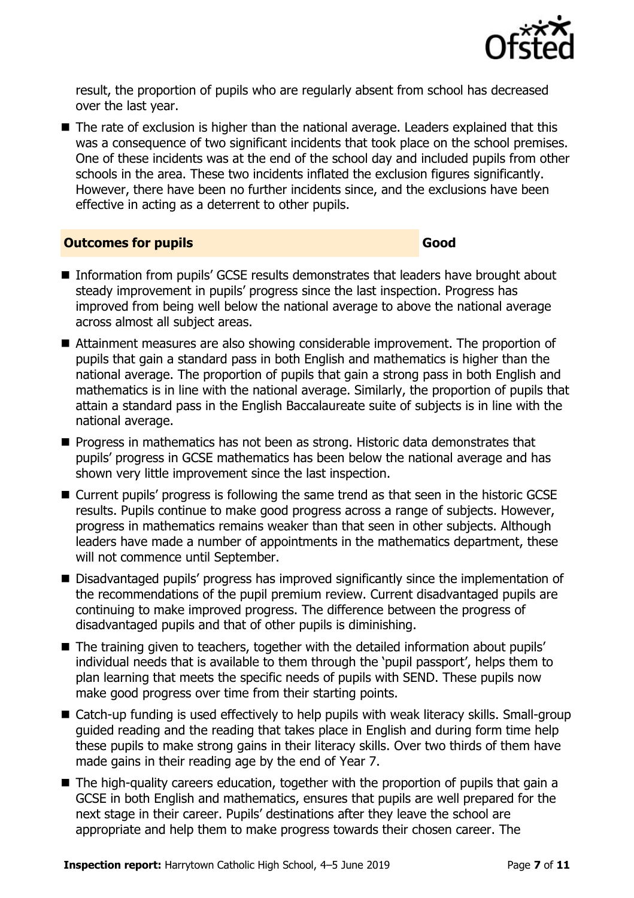result, the proportion of pupils who are regularly absent from school has decreased over the last year.

- The rate of exclusion is higher than the national average. Leaders explained that this was a consequence of two significant incidents that took place on the school premises. One of these incidents was at the end of the school day and included pupils from other schools in the area. These two incidents inflated the exclusion figures significantly. However, there have been no further incidents since, and the exclusions have been effective in acting as a deterrent to other pupils.

## Outcomes for pupils — Good

- Information from pupils' GCSE results demonstrates that leaders have brought about steady improvement in pupils' progress since the last inspection. Progress has improved from being well below the national average to above the national average across almost all subject areas.
- Attainment measures are also showing considerable improvement. The proportion of pupils that gain a standard pass in both English and mathematics is higher than the national average. The proportion of pupils that gain a strong pass in both English and mathematics is in line with the national average. Similarly, the proportion of pupils that attain a standard pass in the English Baccalaureate suite of subjects is in line with the national average.
- Progress in mathematics has not been as strong. Historic data demonstrates that pupils' progress in GCSE mathematics has been below the national average and has shown very little improvement since the last inspection.
- Current pupils' progress is following the same trend as that seen in the historic GCSE results. Pupils continue to make good progress across a range of subjects. However, progress in mathematics remains weaker than that seen in other subjects. Although leaders have made a number of appointments in the mathematics department, these will not commence until September.
- Disadvantaged pupils' progress has improved significantly since the implementation of the recommendations of the pupil premium review. Current disadvantaged pupils are continuing to make improved progress. The difference between the progress of disadvantaged pupils and that of other pupils is diminishing.
- The training given to teachers, together with the detailed information about pupils' individual needs that is available to them through the 'pupil passport', helps them to plan learning that meets the specific needs of pupils with SEND. These pupils now make good progress over time from their starting points.
- Catch-up funding is used effectively to help pupils with weak literacy skills. Small-group guided reading and the reading that takes place in English and during form time help these pupils to make strong gains in their literacy skills. Over two thirds of them have made gains in their reading age by the end of Year 7.
- The high-quality careers education, together with the proportion of pupils that gain a GCSE in both English and mathematics, ensures that pupils are well prepared for the next stage in their career. Pupils' destinations after they leave the school are appropriate and help them to make progress towards their chosen career. The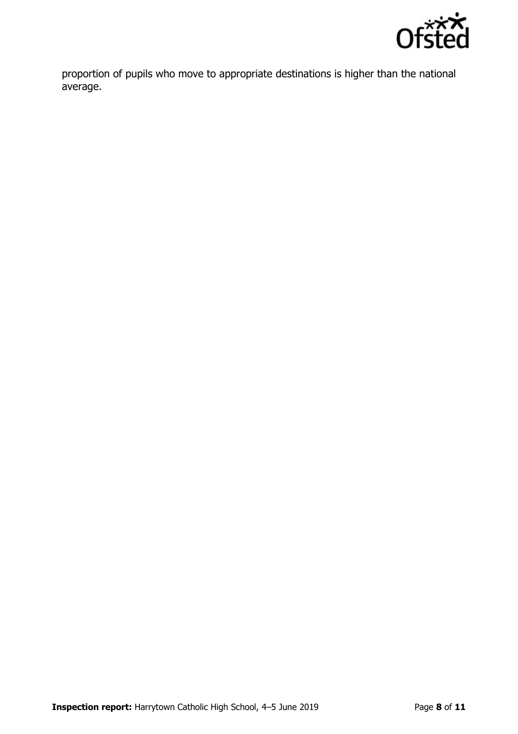proportion of pupils who move to appropriate destinations is higher than the national average.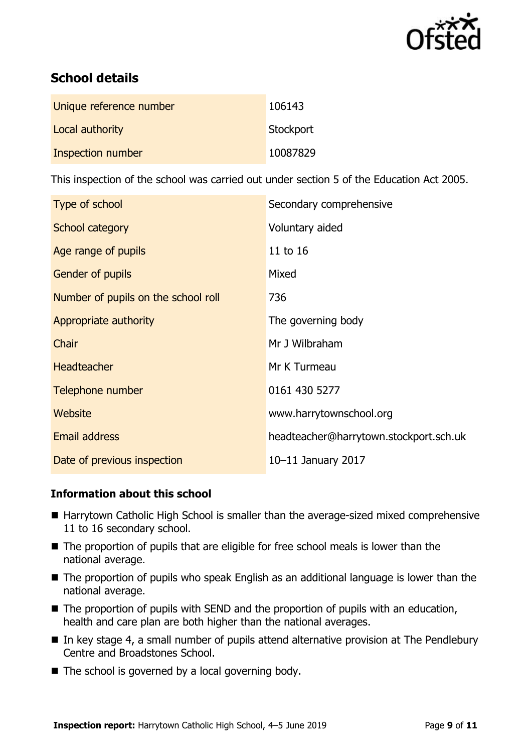## School details

| | |
|---|---|
| Unique reference number | 106143 |
| Local authority | Stockport |
| Inspection number | 10087829 |

This inspection of the school was carried out under section 5 of the Education Act 2005.

| | |
|---|---|
| Type of school | Secondary comprehensive |
| School category | Voluntary aided |
| Age range of pupils | 11 to 16 |
| Gender of pupils | Mixed |
| Number of pupils on the school roll | 736 |
| Appropriate authority | The governing body |
| Chair | Mr J Wilbraham |
| Headteacher | Mr K Turmeau |
| Telephone number | 0161 430 5277 |
| Website | www.harrytownschool.org |
| Email address | headteacher@harrytown.stockport.sch.uk |
| Date of previous inspection | 10–11 January 2017 |

### Information about this school

- Harrytown Catholic High School is smaller than the average-sized mixed comprehensive 11 to 16 secondary school.
- The proportion of pupils that are eligible for free school meals is lower than the national average.
- The proportion of pupils who speak English as an additional language is lower than the national average.
- The proportion of pupils with SEND and the proportion of pupils with an education, health and care plan are both higher than the national averages.
- In key stage 4, a small number of pupils attend alternative provision at The Pendlebury Centre and Broadstones School.
- The school is governed by a local governing body.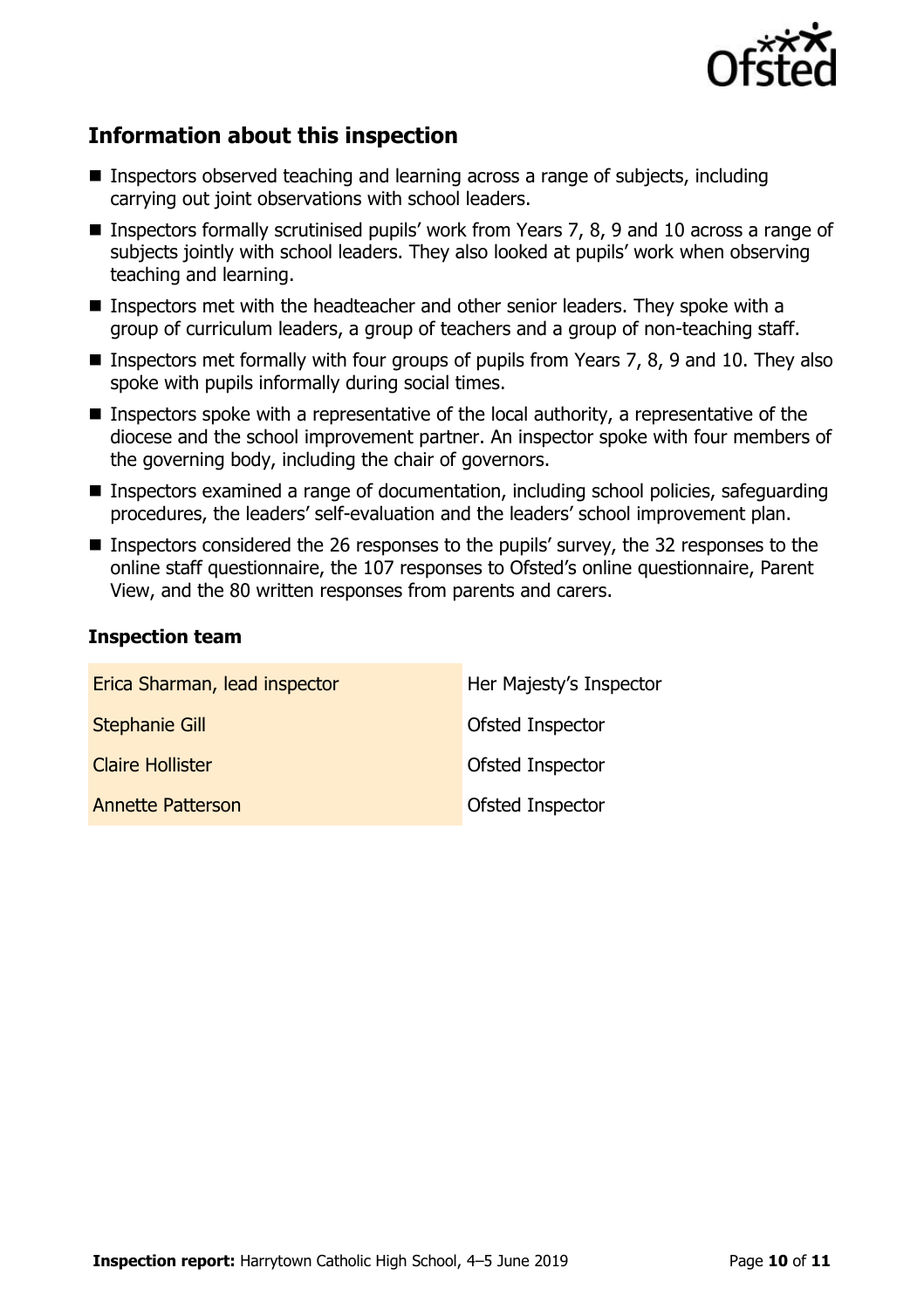## Information about this inspection

- Inspectors observed teaching and learning across a range of subjects, including carrying out joint observations with school leaders.
- Inspectors formally scrutinised pupils' work from Years 7, 8, 9 and 10 across a range of subjects jointly with school leaders. They also looked at pupils' work when observing teaching and learning.
- Inspectors met with the headteacher and other senior leaders. They spoke with a group of curriculum leaders, a group of teachers and a group of non-teaching staff.
- Inspectors met formally with four groups of pupils from Years 7, 8, 9 and 10. They also spoke with pupils informally during social times.
- Inspectors spoke with a representative of the local authority, a representative of the diocese and the school improvement partner. An inspector spoke with four members of the governing body, including the chair of governors.
- Inspectors examined a range of documentation, including school policies, safeguarding procedures, the leaders' self-evaluation and the leaders' school improvement plan.
- Inspectors considered the 26 responses to the pupils' survey, the 32 responses to the online staff questionnaire, the 107 responses to Ofsted's online questionnaire, Parent View, and the 80 written responses from parents and carers.

### Inspection team

| | |
|---|---|
| Erica Sharman, lead inspector | Her Majesty's Inspector |
| Stephanie Gill | Ofsted Inspector |
| Claire Hollister | Ofsted Inspector |
| Annette Patterson | Ofsted Inspector |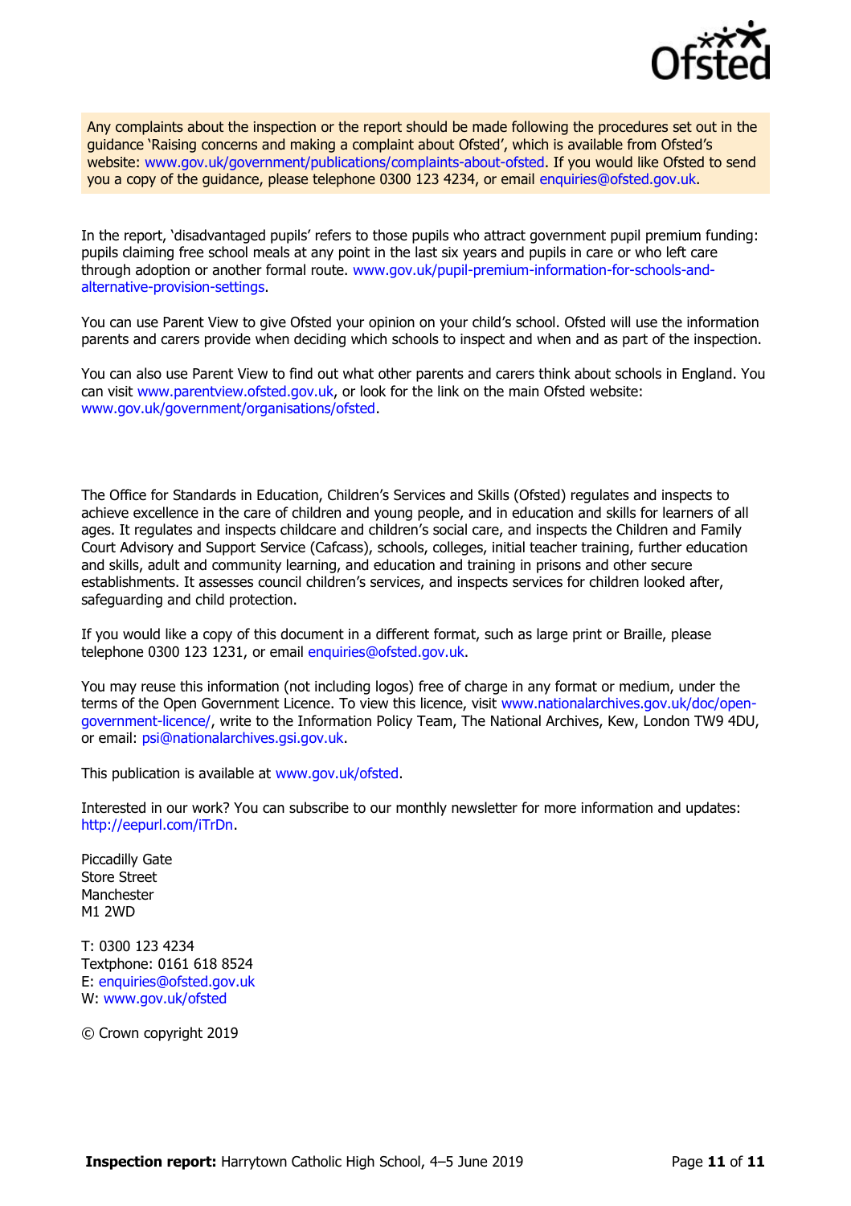Any complaints about the inspection or the report should be made following the procedures set out in the guidance 'Raising concerns and making a complaint about Ofsted', which is available from Ofsted's website: www.gov.uk/government/publications/complaints-about-ofsted. If you would like Ofsted to send you a copy of the guidance, please telephone 0300 123 4234, or email enquiries@ofsted.gov.uk.

In the report, 'disadvantaged pupils' refers to those pupils who attract government pupil premium funding: pupils claiming free school meals at any point in the last six years and pupils in care or who left care through adoption or another formal route. www.gov.uk/pupil-premium-information-for-schools-and-alternative-provision-settings.

You can use Parent View to give Ofsted your opinion on your child's school. Ofsted will use the information parents and carers provide when deciding which schools to inspect and when and as part of the inspection.

You can also use Parent View to find out what other parents and carers think about schools in England. You can visit www.parentview.ofsted.gov.uk, or look for the link on the main Ofsted website: www.gov.uk/government/organisations/ofsted.

The Office for Standards in Education, Children's Services and Skills (Ofsted) regulates and inspects to achieve excellence in the care of children and young people, and in education and skills for learners of all ages. It regulates and inspects childcare and children's social care, and inspects the Children and Family Court Advisory and Support Service (Cafcass), schools, colleges, initial teacher training, further education and skills, adult and community learning, and education and training in prisons and other secure establishments. It assesses council children's services, and inspects services for children looked after, safeguarding and child protection.

If you would like a copy of this document in a different format, such as large print or Braille, please telephone 0300 123 1231, or email enquiries@ofsted.gov.uk.

You may reuse this information (not including logos) free of charge in any format or medium, under the terms of the Open Government Licence. To view this licence, visit www.nationalarchives.gov.uk/doc/open-government-licence/, write to the Information Policy Team, The National Archives, Kew, London TW9 4DU, or email: psi@nationalarchives.gsi.gov.uk.

This publication is available at www.gov.uk/ofsted.

Interested in our work? You can subscribe to our monthly newsletter for more information and updates: http://eepurl.com/iTrDn.

Piccadilly Gate
Store Street
Manchester
M1 2WD

T: 0300 123 4234
Textphone: 0161 618 8524
E: enquiries@ofsted.gov.uk
W: www.gov.uk/ofsted

© Crown copyright 2019